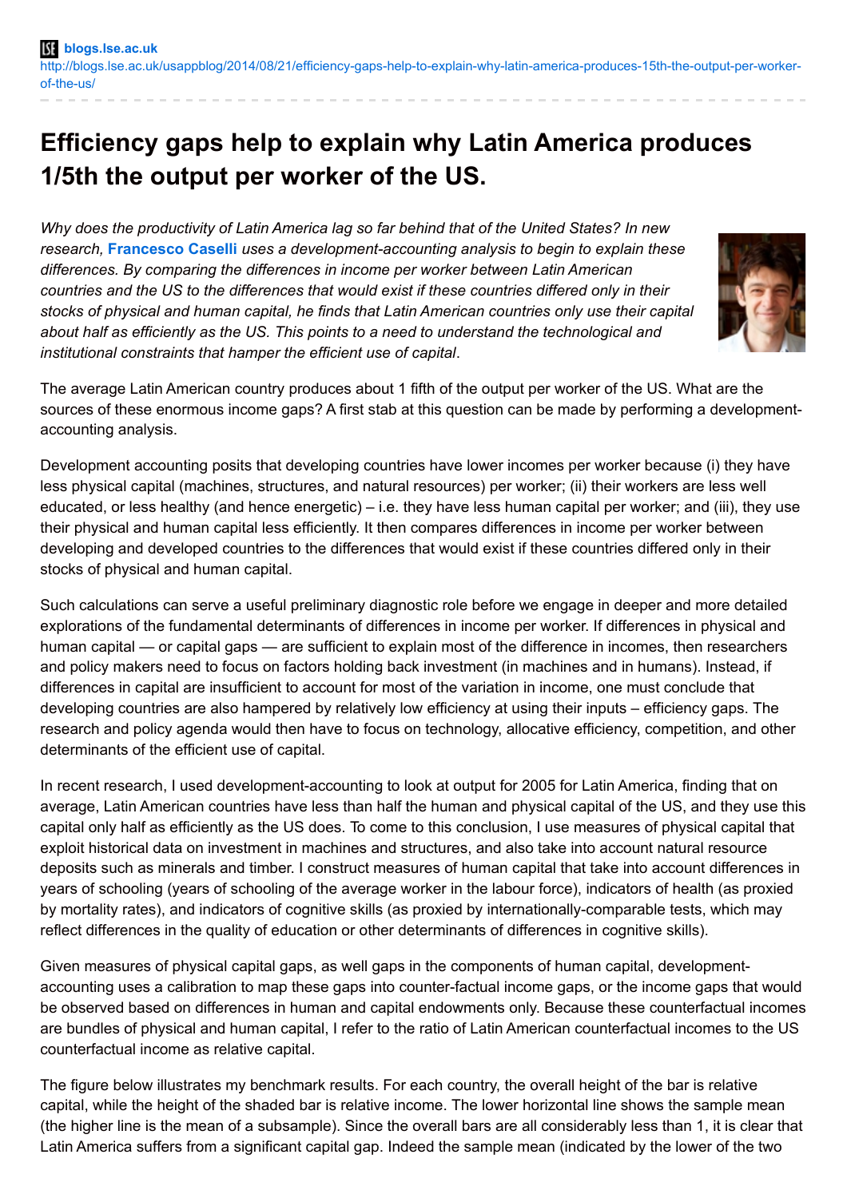blogs.lse.ac.uk
http://blogs.lse.ac.uk/usappblog/2014/08/21/efficiency-gaps-help-to-explain-why-latin-america-produces-15th-the-output-per-worker-of-the-us/

# Efficiency gaps help to explain why Latin America produces 1/5th the output per worker of the US.

*Why does the productivity of Latin America lag so far behind that of the United States? In new research, **Francesco Caselli** uses a development-accounting analysis to begin to explain these differences. By comparing the differences in income per worker between Latin American countries and the US to the differences that would exist if these countries differed only in their stocks of physical and human capital, he finds that Latin American countries only use their capital about half as efficiently as the US. This points to a need to understand the technological and institutional constraints that hamper the efficient use of capital.*

The average Latin American country produces about 1 fifth of the output per worker of the US. What are the sources of these enormous income gaps? A first stab at this question can be made by performing a development-accounting analysis.

Development accounting posits that developing countries have lower incomes per worker because (i) they have less physical capital (machines, structures, and natural resources) per worker; (ii) their workers are less well educated, or less healthy (and hence energetic) – i.e. they have less human capital per worker; and (iii), they use their physical and human capital less efficiently. It then compares differences in income per worker between developing and developed countries to the differences that would exist if these countries differed only in their stocks of physical and human capital.

Such calculations can serve a useful preliminary diagnostic role before we engage in deeper and more detailed explorations of the fundamental determinants of differences in income per worker. If differences in physical and human capital — or capital gaps — are sufficient to explain most of the difference in incomes, then researchers and policy makers need to focus on factors holding back investment (in machines and in humans). Instead, if differences in capital are insufficient to account for most of the variation in income, one must conclude that developing countries are also hampered by relatively low efficiency at using their inputs – efficiency gaps. The research and policy agenda would then have to focus on technology, allocative efficiency, competition, and other determinants of the efficient use of capital.

In recent research, I used development-accounting to look at output for 2005 for Latin America, finding that on average, Latin American countries have less than half the human and physical capital of the US, and they use this capital only half as efficiently as the US does. To come to this conclusion, I use measures of physical capital that exploit historical data on investment in machines and structures, and also take into account natural resource deposits such as minerals and timber. I construct measures of human capital that take into account differences in years of schooling (years of schooling of the average worker in the labour force), indicators of health (as proxied by mortality rates), and indicators of cognitive skills (as proxied by internationally-comparable tests, which may reflect differences in the quality of education or other determinants of differences in cognitive skills).

Given measures of physical capital gaps, as well gaps in the components of human capital, development-accounting uses a calibration to map these gaps into counter-factual income gaps, or the income gaps that would be observed based on differences in human and capital endowments only. Because these counterfactual incomes are bundles of physical and human capital, I refer to the ratio of Latin American counterfactual incomes to the US counterfactual income as relative capital.

The figure below illustrates my benchmark results. For each country, the overall height of the bar is relative capital, while the height of the shaded bar is relative income. The lower horizontal line shows the sample mean (the higher line is the mean of a subsample). Since the overall bars are all considerably less than 1, it is clear that Latin America suffers from a significant capital gap. Indeed the sample mean (indicated by the lower of the two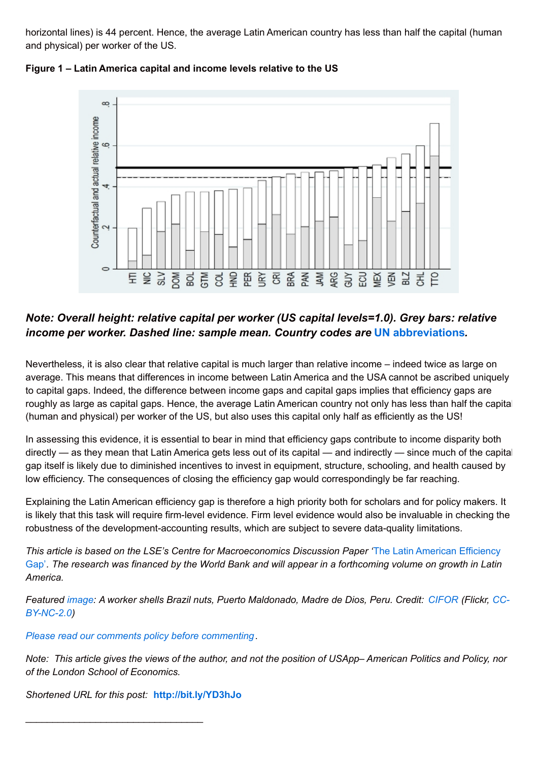horizontal lines) is 44 percent. Hence, the average Latin American country has less than half the capital (human and physical) per worker of the US.

**Figure 1 – Latin America capital and income levels relative to the US**

***Note: Overall height: relative capital per worker (US capital levels=1.0). Grey bars: relative income per worker. Dashed line: sample mean. Country codes are UN abbreviations.***

Nevertheless, it is also clear that relative capital is much larger than relative income – indeed twice as large on average. This means that differences in income between Latin America and the USA cannot be ascribed uniquely to capital gaps. Indeed, the difference between income gaps and capital gaps implies that efficiency gaps are roughly as large as capital gaps. Hence, the average Latin American country not only has less than half the capital (human and physical) per worker of the US, but also uses this capital only half as efficiently as the US!

In assessing this evidence, it is essential to bear in mind that efficiency gaps contribute to income disparity both directly — as they mean that Latin America gets less out of its capital — and indirectly — since much of the capital gap itself is likely due to diminished incentives to invest in equipment, structure, schooling, and health caused by low efficiency. The consequences of closing the efficiency gap would correspondingly be far reaching.

Explaining the Latin American efficiency gap is therefore a high priority both for scholars and for policy makers. It is likely that this task will require firm-level evidence. Firm level evidence would also be invaluable in checking the robustness of the development-accounting results, which are subject to severe data-quality limitations.

*This article is based on the LSE's Centre for Macroeconomics Discussion Paper 'The Latin American Efficiency Gap'. The research was financed by the World Bank and will appear in a forthcoming volume on growth in Latin America.*

*Featured image: A worker shells Brazil nuts, Puerto Maldonado, Madre de Dios, Peru. Credit: CIFOR (Flickr, CC-BY-NC-2.0)*

*Please read our comments policy before commenting.*

*Note: This article gives the views of the author, and not the position of USApp– American Politics and Policy, nor of the London School of Economics.*

*Shortened URL for this post:* **http://bit.ly/YD3hJo**

———————————————————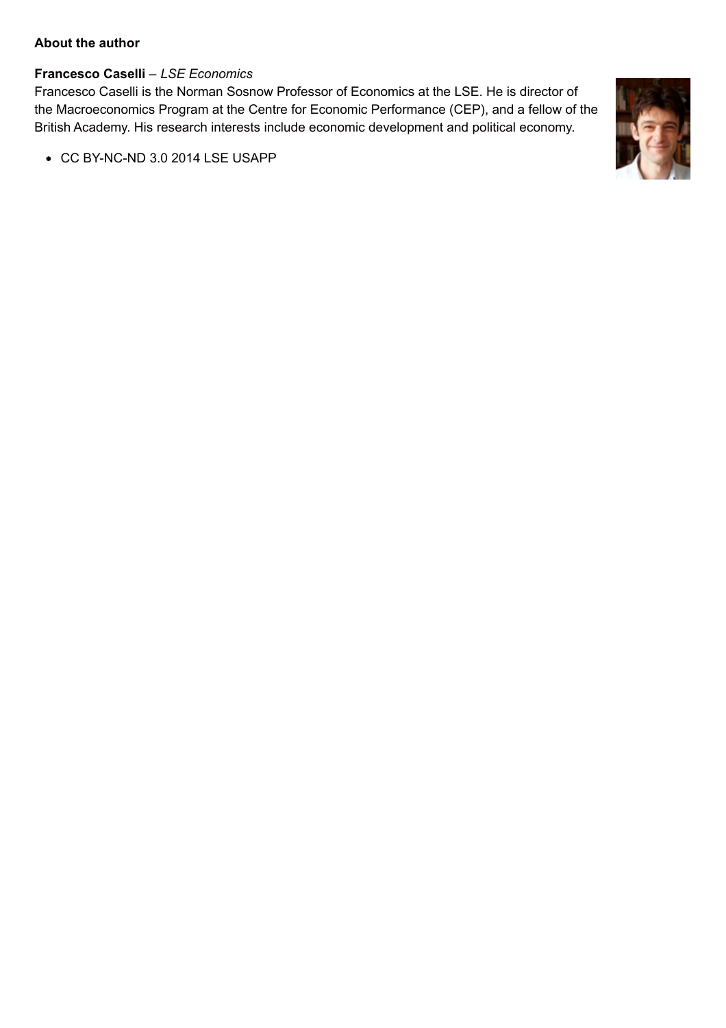**About the author**

**Francesco Caselli** – *LSE Economics*
Francesco Caselli is the Norman Sosnow Professor of Economics at the LSE. He is director of the Macroeconomics Program at the Centre for Economic Performance (CEP), and a fellow of the British Academy. His research interests include economic development and political economy.

- CC BY-NC-ND 3.0 2014 LSE USAPP